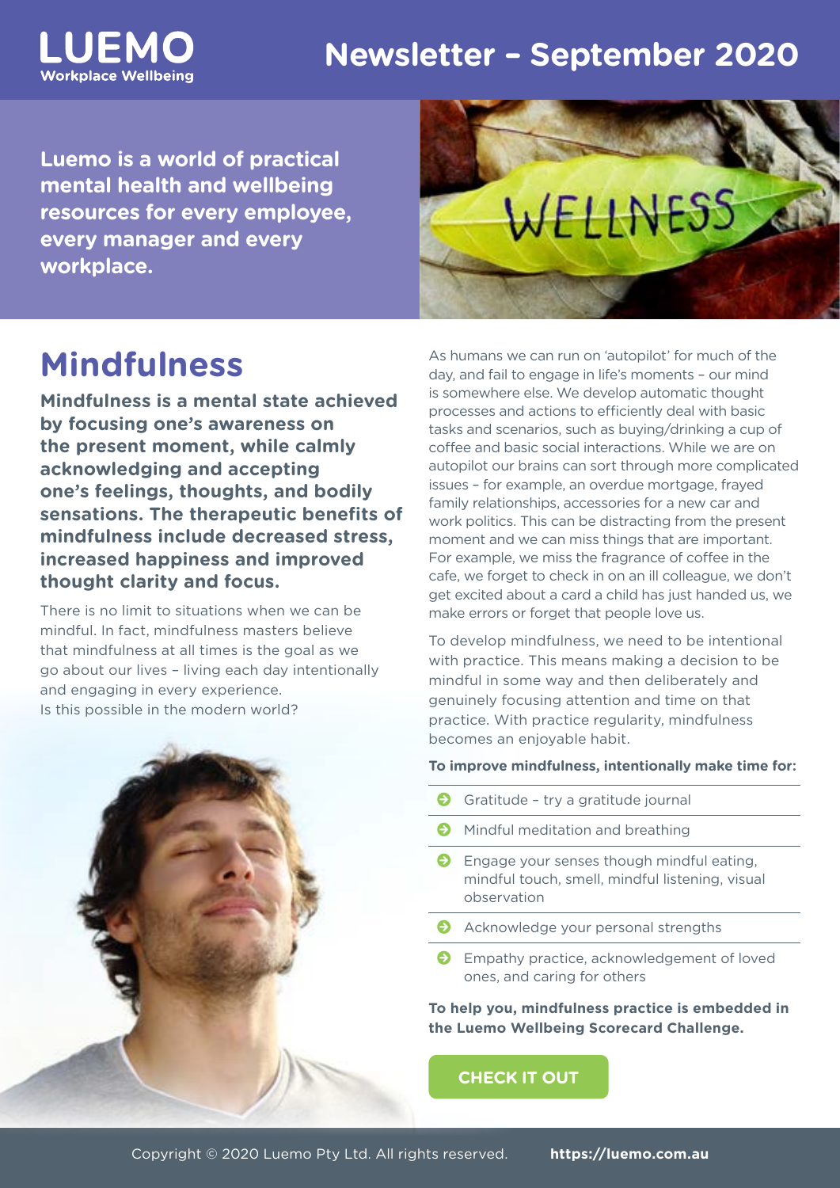# LUEMO

Workplace Wellbeing

# Newsletter – September 2020

**Luemo is a world of practical mental health and wellbeing resources for every employee, every manager and every workplace.**

## Mindfulness

**Mindfulness is a mental state achieved by focusing one's awareness on the present moment, while calmly acknowledging and accepting one's feelings, thoughts, and bodily sensations. The therapeutic benefits of mindfulness include decreased stress, increased happiness and improved thought clarity and focus.**

There is no limit to situations when we can be mindful. In fact, mindfulness masters believe that mindfulness at all times is the goal as we go about our lives – living each day intentionally and engaging in every experience. Is this possible in the modern world?

As humans we can run on 'autopilot' for much of the day, and fail to engage in life's moments – our mind is somewhere else. We develop automatic thought processes and actions to efficiently deal with basic tasks and scenarios, such as buying/drinking a cup of coffee and basic social interactions. While we are on autopilot our brains can sort through more complicated issues – for example, an overdue mortgage, frayed family relationships, accessories for a new car and work politics. This can be distracting from the present moment and we can miss things that are important. For example, we miss the fragrance of coffee in the cafe, we forget to check in on an ill colleague, we don't get excited about a card a child has just handed us, we make errors or forget that people love us.

To develop mindfulness, we need to be intentional with practice. This means making a decision to be mindful in some way and then deliberately and genuinely focusing attention and time on that practice. With practice regularity, mindfulness becomes an enjoyable habit.

**To improve mindfulness, intentionally make time for:**

- Gratitude – try a gratitude journal
- Mindful meditation and breathing
- Engage your senses though mindful eating, mindful touch, smell, mindful listening, visual observation
- Acknowledge your personal strengths
- Empathy practice, acknowledgement of loved ones, and caring for others

**To help you, mindfulness practice is embedded in the Luemo Wellbeing Scorecard Challenge.**

**CHECK IT OUT**

Copyright © 2020 Luemo Pty Ltd. All rights reserved. **https://luemo.com.au**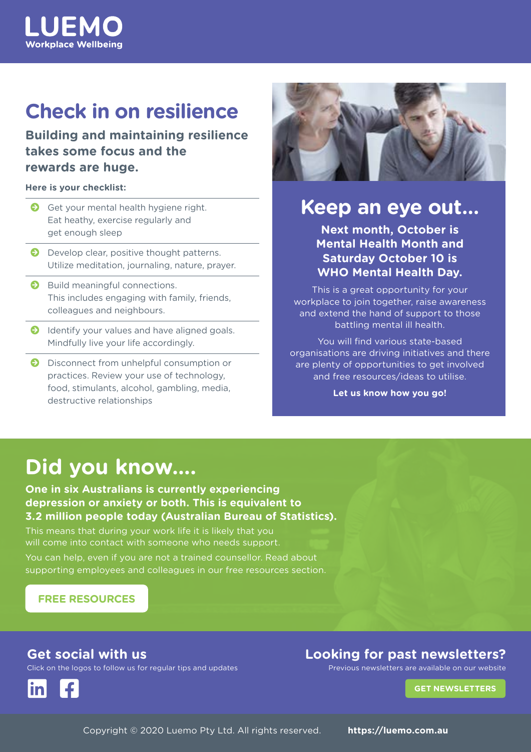**LUEMO**
Workplace Wellbeing

## Check in on resilience

### Building and maintaining resilience takes some focus and the rewards are huge.

**Here is your checklist:**

- Get your mental health hygiene right. Eat heathy, exercise regularly and get enough sleep
- Develop clear, positive thought patterns. Utilize meditation, journaling, nature, prayer.
- Build meaningful connections. This includes engaging with family, friends, colleagues and neighbours.
- Identify your values and have aligned goals. Mindfully live your life accordingly.
- Disconnect from unhelpful consumption or practices. Review your use of technology, food, stimulants, alcohol, gambling, media, destructive relationships

## Keep an eye out...

**Next month, October is Mental Health Month and Saturday October 10 is WHO Mental Health Day.**

This is a great opportunity for your workplace to join together, raise awareness and extend the hand of support to those battling mental ill health.

You will find various state-based organisations are driving initiatives and there are plenty of opportunities to get involved and free resources/ideas to utilise.

**Let us know how you go!**

## Did you know....

**One in six Australians is currently experiencing depression or anxiety or both. This is equivalent to 3.2 million people today (Australian Bureau of Statistics).**

This means that during your work life it is likely that you will come into contact with someone who needs support.

You can help, even if you are not a trained counsellor. Read about supporting employees and colleagues in our free resources section.

FREE RESOURCES

### Get social with us

Click on the logos to follow us for regular tips and updates

### Looking for past newsletters?

Previous newsletters are available on our website

GET NEWSLETTERS

Copyright © 2020 Luemo Pty Ltd. All rights reserved. **https://luemo.com.au**